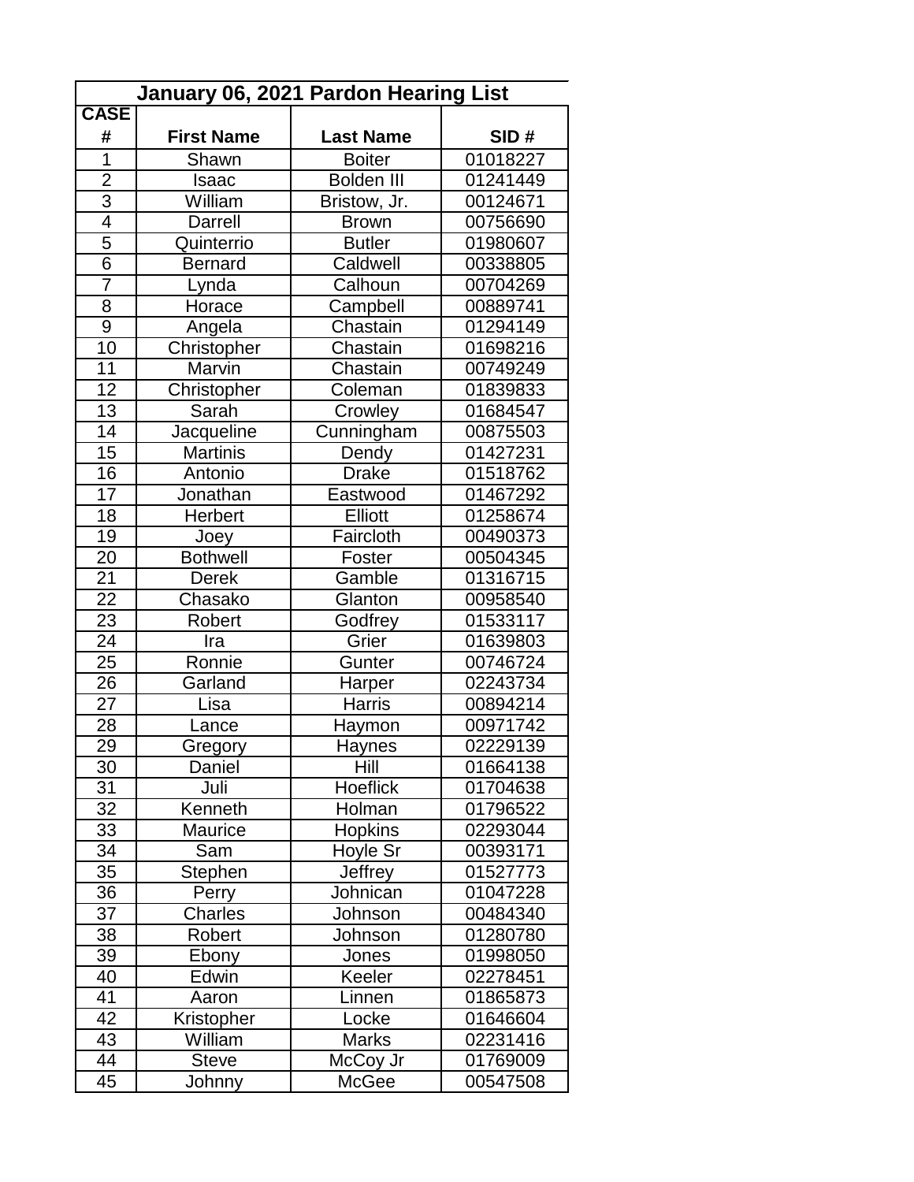| January 06, 2021 Pardon Hearing List | | | |
|---|---|---|---|
| CASE # | First Name | Last Name | SID # |
| 1 | Shawn | Boiter | 01018227 |
| 2 | Isaac | Bolden III | 01241449 |
| 3 | William | Bristow, Jr. | 00124671 |
| 4 | Darrell | Brown | 00756690 |
| 5 | Quinterrio | Butler | 01980607 |
| 6 | Bernard | Caldwell | 00338805 |
| 7 | Lynda | Calhoun | 00704269 |
| 8 | Horace | Campbell | 00889741 |
| 9 | Angela | Chastain | 01294149 |
| 10 | Christopher | Chastain | 01698216 |
| 11 | Marvin | Chastain | 00749249 |
| 12 | Christopher | Coleman | 01839833 |
| 13 | Sarah | Crowley | 01684547 |
| 14 | Jacqueline | Cunningham | 00875503 |
| 15 | Martinis | Dendy | 01427231 |
| 16 | Antonio | Drake | 01518762 |
| 17 | Jonathan | Eastwood | 01467292 |
| 18 | Herbert | Elliott | 01258674 |
| 19 | Joey | Faircloth | 00490373 |
| 20 | Bothwell | Foster | 00504345 |
| 21 | Derek | Gamble | 01316715 |
| 22 | Chasako | Glanton | 00958540 |
| 23 | Robert | Godfrey | 01533117 |
| 24 | Ira | Grier | 01639803 |
| 25 | Ronnie | Gunter | 00746724 |
| 26 | Garland | Harper | 02243734 |
| 27 | Lisa | Harris | 00894214 |
| 28 | Lance | Haymon | 00971742 |
| 29 | Gregory | Haynes | 02229139 |
| 30 | Daniel | Hill | 01664138 |
| 31 | Juli | Hoeflick | 01704638 |
| 32 | Kenneth | Holman | 01796522 |
| 33 | Maurice | Hopkins | 02293044 |
| 34 | Sam | Hoyle Sr | 00393171 |
| 35 | Stephen | Jeffrey | 01527773 |
| 36 | Perry | Johnican | 01047228 |
| 37 | Charles | Johnson | 00484340 |
| 38 | Robert | Johnson | 01280780 |
| 39 | Ebony | Jones | 01998050 |
| 40 | Edwin | Keeler | 02278451 |
| 41 | Aaron | Linnen | 01865873 |
| 42 | Kristopher | Locke | 01646604 |
| 43 | William | Marks | 02231416 |
| 44 | Steve | McCoy Jr | 01769009 |
| 45 | Johnny | McGee | 00547508 |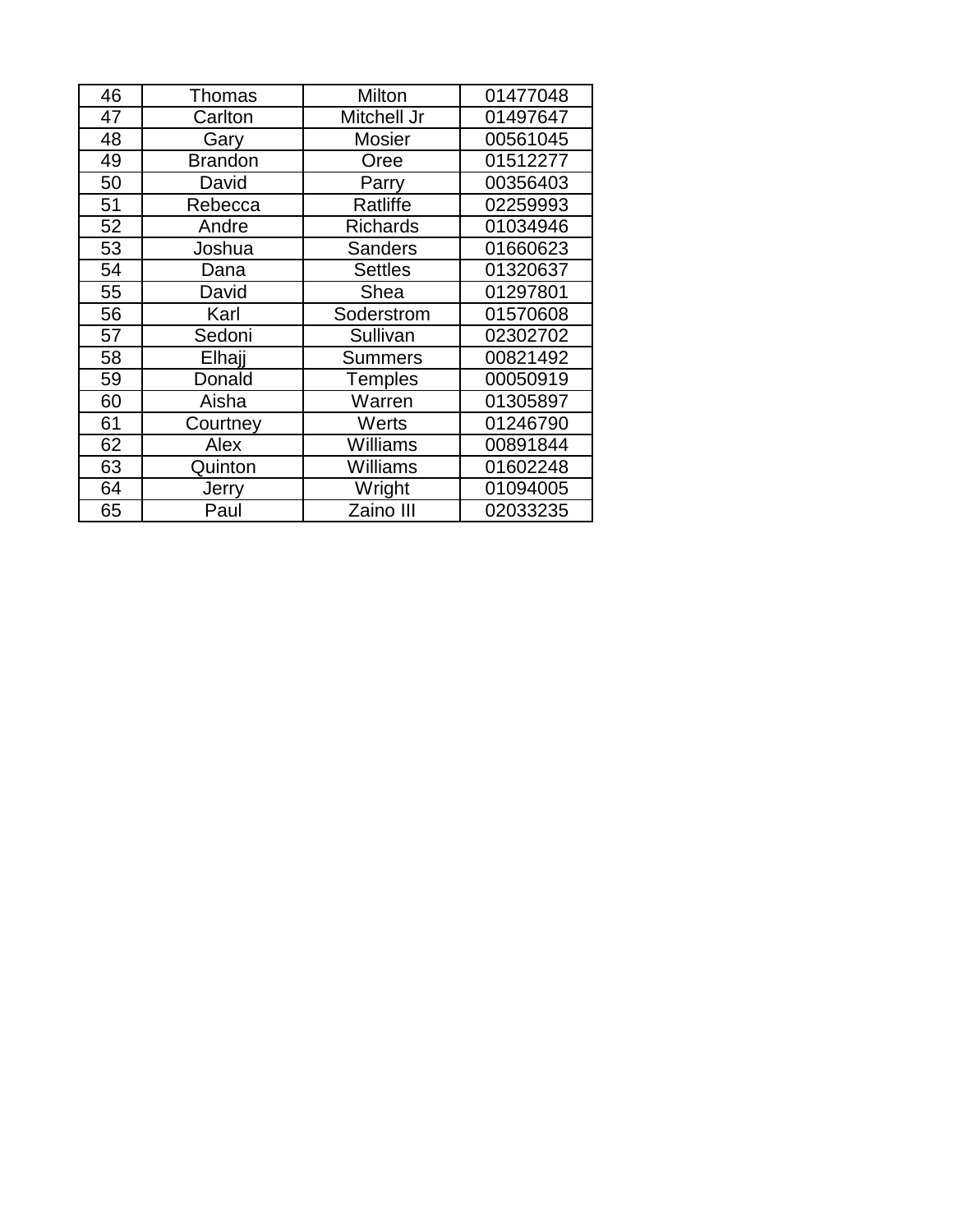| | | | |
|---|---|---|---|
| 46 | Thomas | Milton | 01477048 |
| 47 | Carlton | Mitchell Jr | 01497647 |
| 48 | Gary | Mosier | 00561045 |
| 49 | Brandon | Oree | 01512277 |
| 50 | David | Parry | 00356403 |
| 51 | Rebecca | Ratliffe | 02259993 |
| 52 | Andre | Richards | 01034946 |
| 53 | Joshua | Sanders | 01660623 |
| 54 | Dana | Settles | 01320637 |
| 55 | David | Shea | 01297801 |
| 56 | Karl | Soderstrom | 01570608 |
| 57 | Sedoni | Sullivan | 02302702 |
| 58 | Elhajj | Summers | 00821492 |
| 59 | Donald | Temples | 00050919 |
| 60 | Aisha | Warren | 01305897 |
| 61 | Courtney | Werts | 01246790 |
| 62 | Alex | Williams | 00891844 |
| 63 | Quinton | Williams | 01602248 |
| 64 | Jerry | Wright | 01094005 |
| 65 | Paul | Zaino III | 02033235 |